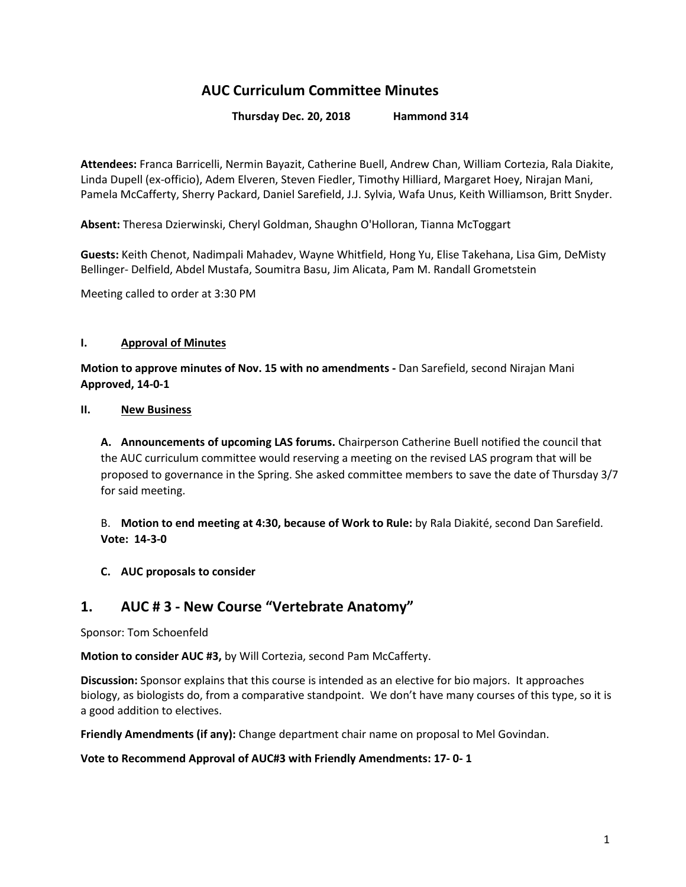# AUC Curriculum Committee Minutes

**Thursday Dec. 20, 2018 Hammond 314**

**Attendees:** Franca Barricelli, Nermin Bayazit, Catherine Buell, Andrew Chan, William Cortezia, Rala Diakite, Linda Dupell (ex-officio), Adem Elveren, Steven Fiedler, Timothy Hilliard, Margaret Hoey, Nirajan Mani, Pamela McCafferty, Sherry Packard, Daniel Sarefield, J.J. Sylvia, Wafa Unus, Keith Williamson, Britt Snyder.

**Absent:** Theresa Dzierwinski, Cheryl Goldman, Shaughn O'Holloran, Tianna McToggart

**Guests:** Keith Chenot, Nadimpali Mahadev, Wayne Whitfield, Hong Yu, Elise Takehana, Lisa Gim, DeMisty Bellinger- Delfield, Abdel Mustafa, Soumitra Basu, Jim Alicata, Pam M. Randall Grometstein

Meeting called to order at 3:30 PM

## I. Approval of Minutes

**Motion to approve minutes of Nov. 15 with no amendments -** Dan Sarefield, second Nirajan Mani
**Approved, 14-0-1**

## II. New Business

**A. Announcements of upcoming LAS forums.** Chairperson Catherine Buell notified the council that the AUC curriculum committee would reserving a meeting on the revised LAS program that will be proposed to governance in the Spring. She asked committee members to save the date of Thursday 3/7 for said meeting.

B. **Motion to end meeting at 4:30, because of Work to Rule:** by Rala Diakité, second Dan Sarefield.
**Vote: 14-3-0**

**C. AUC proposals to consider**

## 1. AUC # 3 - New Course "Vertebrate Anatomy"

Sponsor: Tom Schoenfeld

**Motion to consider AUC #3,** by Will Cortezia, second Pam McCafferty.

**Discussion:** Sponsor explains that this course is intended as an elective for bio majors. It approaches biology, as biologists do, from a comparative standpoint. We don't have many courses of this type, so it is a good addition to electives.

**Friendly Amendments (if any):** Change department chair name on proposal to Mel Govindan.

**Vote to Recommend Approval of AUC#3 with Friendly Amendments: 17- 0- 1**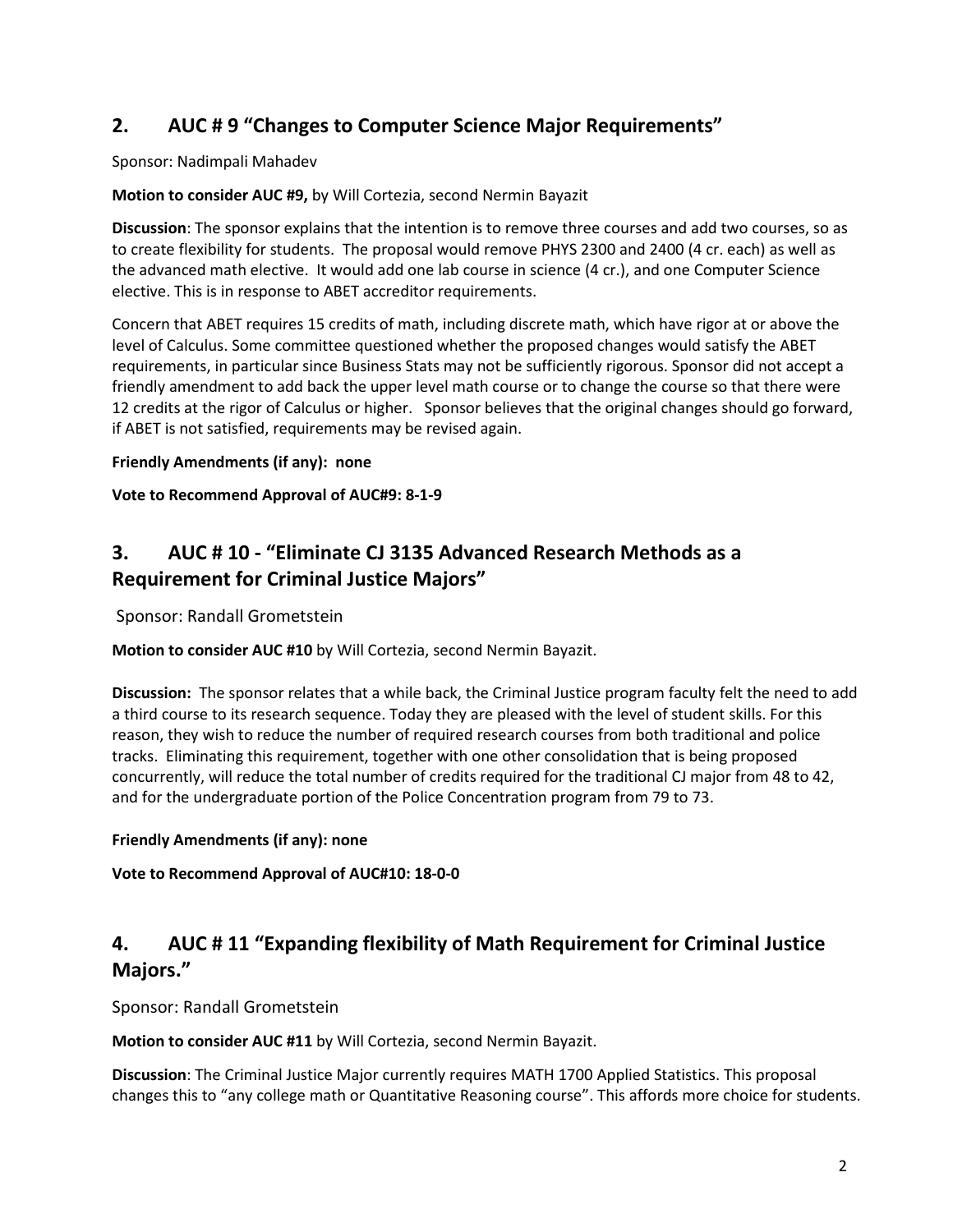## 2. AUC # 9 "Changes to Computer Science Major Requirements"

Sponsor: Nadimpali Mahadev

**Motion to consider AUC #9,** by Will Cortezia, second Nermin Bayazit

**Discussion**: The sponsor explains that the intention is to remove three courses and add two courses, so as to create flexibility for students. The proposal would remove PHYS 2300 and 2400 (4 cr. each) as well as the advanced math elective. It would add one lab course in science (4 cr.), and one Computer Science elective. This is in response to ABET accreditor requirements.

Concern that ABET requires 15 credits of math, including discrete math, which have rigor at or above the level of Calculus. Some committee questioned whether the proposed changes would satisfy the ABET requirements, in particular since Business Stats may not be sufficiently rigorous. Sponsor did not accept a friendly amendment to add back the upper level math course or to change the course so that there were 12 credits at the rigor of Calculus or higher. Sponsor believes that the original changes should go forward, if ABET is not satisfied, requirements may be revised again.

**Friendly Amendments (if any): none**

**Vote to Recommend Approval of AUC#9: 8-1-9**

## 3. AUC # 10 - "Eliminate CJ 3135 Advanced Research Methods as a Requirement for Criminal Justice Majors"

Sponsor: Randall Grometstein

**Motion to consider AUC #10** by Will Cortezia, second Nermin Bayazit.

**Discussion:** The sponsor relates that a while back, the Criminal Justice program faculty felt the need to add a third course to its research sequence. Today they are pleased with the level of student skills. For this reason, they wish to reduce the number of required research courses from both traditional and police tracks. Eliminating this requirement, together with one other consolidation that is being proposed concurrently, will reduce the total number of credits required for the traditional CJ major from 48 to 42, and for the undergraduate portion of the Police Concentration program from 79 to 73.

**Friendly Amendments (if any): none**

**Vote to Recommend Approval of AUC#10: 18-0-0**

## 4. AUC # 11 "Expanding flexibility of Math Requirement for Criminal Justice Majors."

Sponsor: Randall Grometstein

**Motion to consider AUC #11** by Will Cortezia, second Nermin Bayazit.

**Discussion**: The Criminal Justice Major currently requires MATH 1700 Applied Statistics. This proposal changes this to "any college math or Quantitative Reasoning course". This affords more choice for students.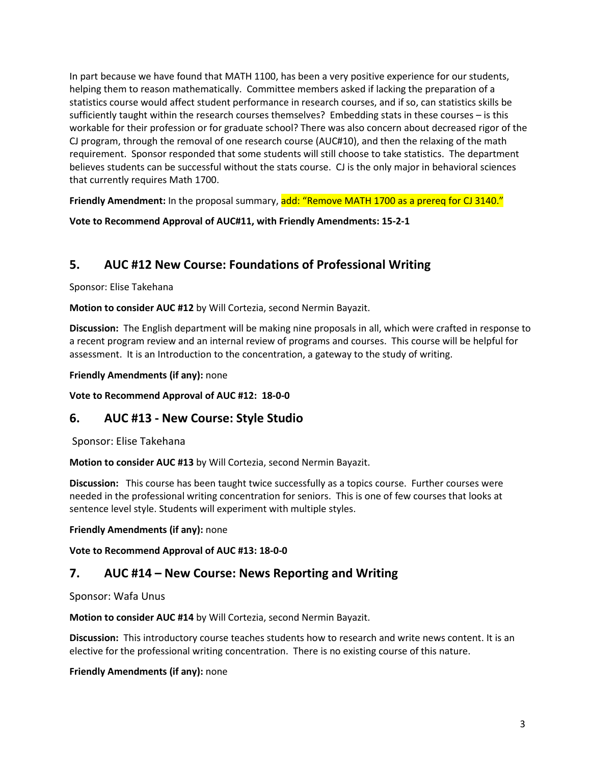In part because we have found that MATH 1100, has been a very positive experience for our students, helping them to reason mathematically. Committee members asked if lacking the preparation of a statistics course would affect student performance in research courses, and if so, can statistics skills be sufficiently taught within the research courses themselves? Embedding stats in these courses – is this workable for their profession or for graduate school? There was also concern about decreased rigor of the CJ program, through the removal of one research course (AUC#10), and then the relaxing of the math requirement. Sponsor responded that some students will still choose to take statistics. The department believes students can be successful without the stats course. CJ is the only major in behavioral sciences that currently requires Math 1700.

**Friendly Amendment:** In the proposal summary, add: "Remove MATH 1700 as a prereq for CJ 3140."

**Vote to Recommend Approval of AUC#11, with Friendly Amendments: 15-2-1**

## 5. AUC #12 New Course: Foundations of Professional Writing

Sponsor: Elise Takehana

**Motion to consider AUC #12** by Will Cortezia, second Nermin Bayazit.

**Discussion:** The English department will be making nine proposals in all, which were crafted in response to a recent program review and an internal review of programs and courses. This course will be helpful for assessment. It is an Introduction to the concentration, a gateway to the study of writing.

**Friendly Amendments (if any):** none

**Vote to Recommend Approval of AUC #12: 18-0-0**

## 6. AUC #13 - New Course: Style Studio

Sponsor: Elise Takehana

**Motion to consider AUC #13** by Will Cortezia, second Nermin Bayazit.

**Discussion:** This course has been taught twice successfully as a topics course. Further courses were needed in the professional writing concentration for seniors. This is one of few courses that looks at sentence level style. Students will experiment with multiple styles.

**Friendly Amendments (if any):** none

**Vote to Recommend Approval of AUC #13: 18-0-0**

## 7. AUC #14 – New Course: News Reporting and Writing

Sponsor: Wafa Unus

**Motion to consider AUC #14** by Will Cortezia, second Nermin Bayazit.

**Discussion:** This introductory course teaches students how to research and write news content. It is an elective for the professional writing concentration. There is no existing course of this nature.

**Friendly Amendments (if any):** none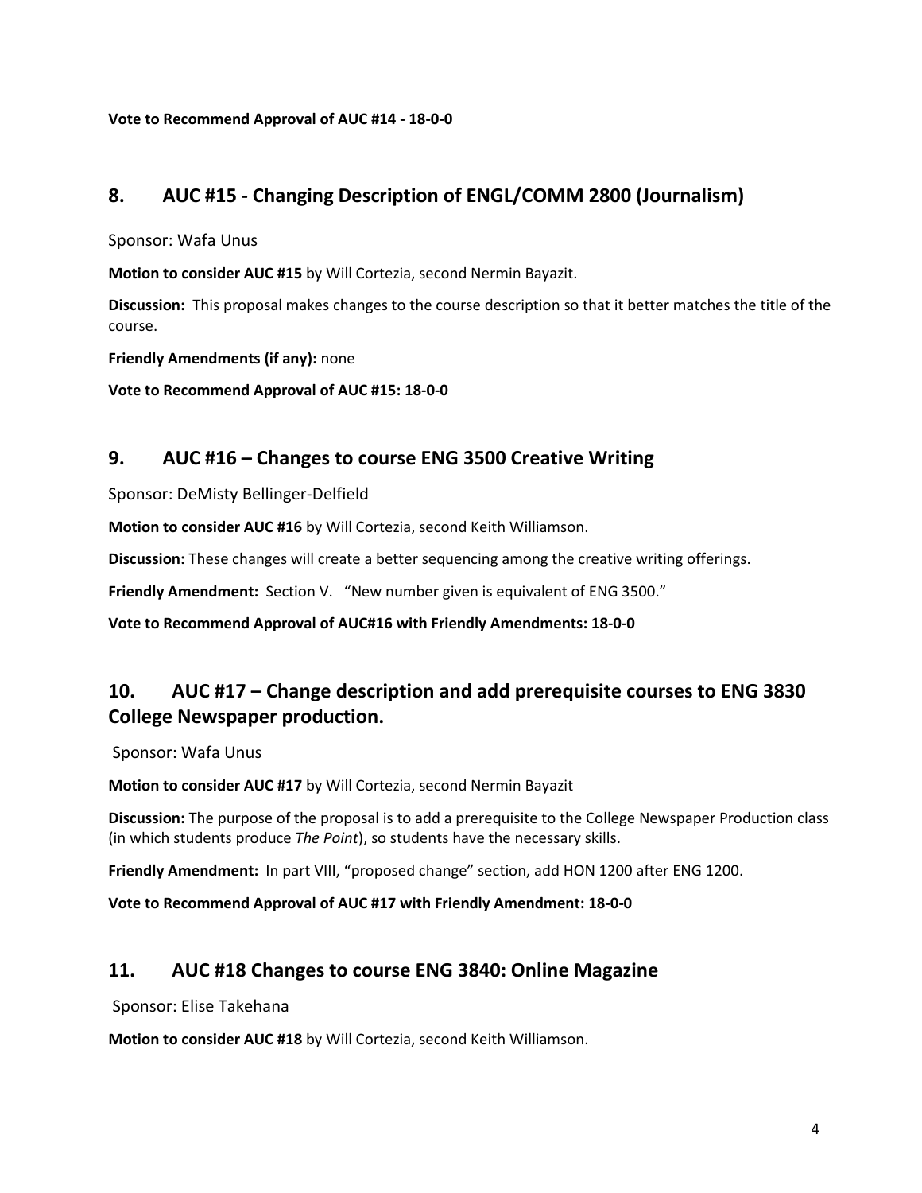**Vote to Recommend Approval of AUC #14 - 18-0-0**

## 8. AUC #15 - Changing Description of ENGL/COMM 2800 (Journalism)

Sponsor: Wafa Unus

**Motion to consider AUC #15** by Will Cortezia, second Nermin Bayazit.

**Discussion:** This proposal makes changes to the course description so that it better matches the title of the course.

**Friendly Amendments (if any):** none

**Vote to Recommend Approval of AUC #15: 18-0-0**

## 9. AUC #16 – Changes to course ENG 3500 Creative Writing

Sponsor: DeMisty Bellinger-Delfield

**Motion to consider AUC #16** by Will Cortezia, second Keith Williamson.

**Discussion:** These changes will create a better sequencing among the creative writing offerings.

**Friendly Amendment:** Section V. "New number given is equivalent of ENG 3500."

**Vote to Recommend Approval of AUC#16 with Friendly Amendments: 18-0-0**

## 10. AUC #17 – Change description and add prerequisite courses to ENG 3830 College Newspaper production.

Sponsor: Wafa Unus

**Motion to consider AUC #17** by Will Cortezia, second Nermin Bayazit

**Discussion:** The purpose of the proposal is to add a prerequisite to the College Newspaper Production class (in which students produce *The Point*), so students have the necessary skills.

**Friendly Amendment:** In part VIII, "proposed change" section, add HON 1200 after ENG 1200.

**Vote to Recommend Approval of AUC #17 with Friendly Amendment: 18-0-0**

## 11. AUC #18 Changes to course ENG 3840: Online Magazine

Sponsor: Elise Takehana

**Motion to consider AUC #18** by Will Cortezia, second Keith Williamson.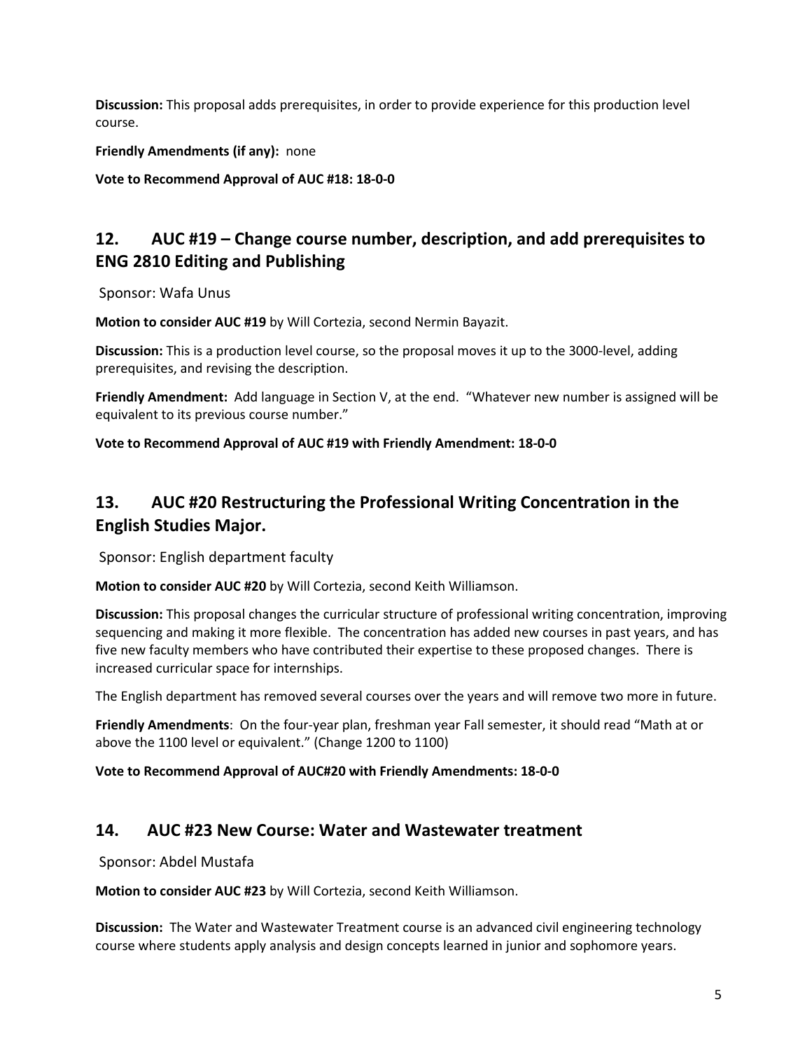**Discussion:** This proposal adds prerequisites, in order to provide experience for this production level course.

**Friendly Amendments (if any):** none

**Vote to Recommend Approval of AUC #18: 18-0-0**

## 12. AUC #19 – Change course number, description, and add prerequisites to ENG 2810 Editing and Publishing

Sponsor: Wafa Unus

**Motion to consider AUC #19** by Will Cortezia, second Nermin Bayazit.

**Discussion:** This is a production level course, so the proposal moves it up to the 3000-level, adding prerequisites, and revising the description.

**Friendly Amendment:** Add language in Section V, at the end. "Whatever new number is assigned will be equivalent to its previous course number."

**Vote to Recommend Approval of AUC #19 with Friendly Amendment: 18-0-0**

## 13. AUC #20 Restructuring the Professional Writing Concentration in the English Studies Major.

Sponsor: English department faculty

**Motion to consider AUC #20** by Will Cortezia, second Keith Williamson.

**Discussion:** This proposal changes the curricular structure of professional writing concentration, improving sequencing and making it more flexible. The concentration has added new courses in past years, and has five new faculty members who have contributed their expertise to these proposed changes. There is increased curricular space for internships.

The English department has removed several courses over the years and will remove two more in future.

**Friendly Amendments**: On the four-year plan, freshman year Fall semester, it should read "Math at or above the 1100 level or equivalent." (Change 1200 to 1100)

**Vote to Recommend Approval of AUC#20 with Friendly Amendments: 18-0-0**

## 14. AUC #23 New Course: Water and Wastewater treatment

Sponsor: Abdel Mustafa

**Motion to consider AUC #23** by Will Cortezia, second Keith Williamson.

**Discussion:** The Water and Wastewater Treatment course is an advanced civil engineering technology course where students apply analysis and design concepts learned in junior and sophomore years.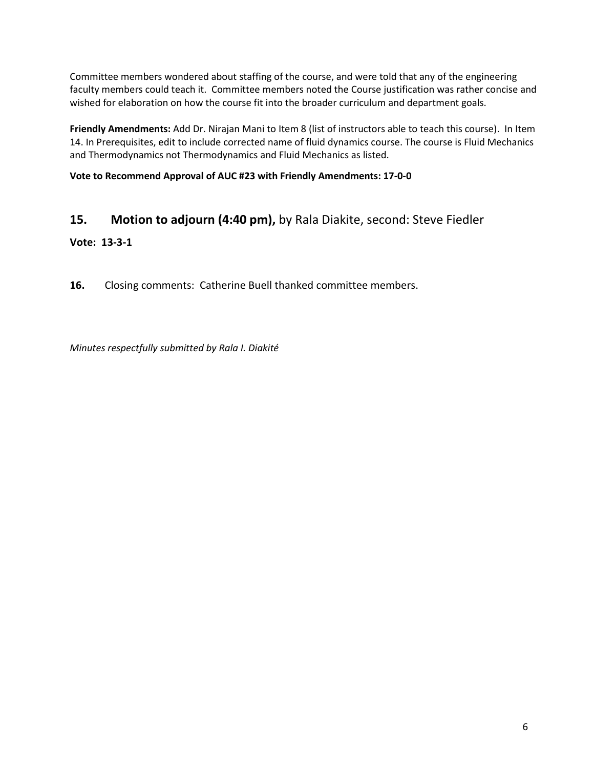Committee members wondered about staffing of the course, and were told that any of the engineering faculty members could teach it. Committee members noted the Course justification was rather concise and wished for elaboration on how the course fit into the broader curriculum and department goals.

**Friendly Amendments:** Add Dr. Nirajan Mani to Item 8 (list of instructors able to teach this course). In Item 14. In Prerequisites, edit to include corrected name of fluid dynamics course. The course is Fluid Mechanics and Thermodynamics not Thermodynamics and Fluid Mechanics as listed.

**Vote to Recommend Approval of AUC #23 with Friendly Amendments: 17-0-0**

## 15. **Motion to adjourn (4:40 pm),** by Rala Diakite, second: Steve Fiedler

**Vote: 13-3-1**

**16.** Closing comments: Catherine Buell thanked committee members.

*Minutes respectfully submitted by Rala I. Diakité*